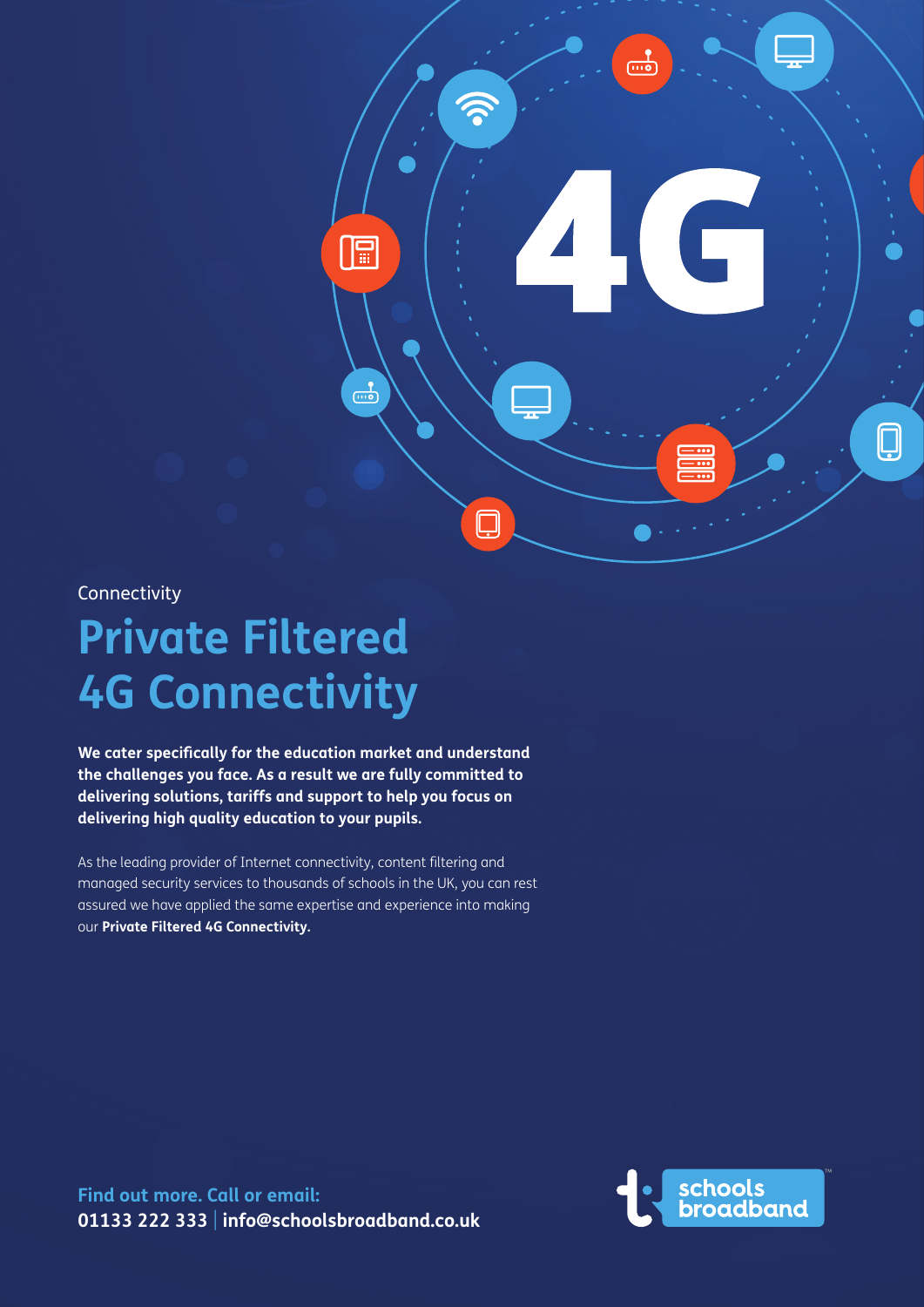Connectivity

# Private Filtered 4G Connectivity

**We cater specifically for the education market and understand the challenges you face. As a result we are fully committed to delivering solutions, tariffs and support to help you focus on delivering high quality education to your pupils.**

As the leading provider of Internet connectivity, content filtering and managed security services to thousands of schools in the UK, you can rest assured we have applied the same expertise and experience into making our **Private Filtered 4G Connectivity.**

**Find out more. Call or email:**
**01133 222 333 | info@schoolsbroadband.co.uk**

schools broadband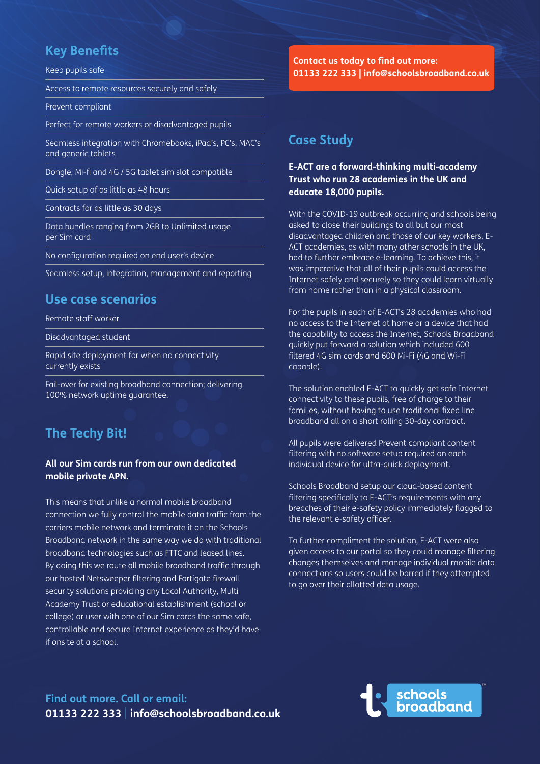## Key Benefits

- Keep pupils safe
- Access to remote resources securely and safely
- Prevent compliant
- Perfect for remote workers or disadvantaged pupils
- Seamless integration with Chromebooks, iPad's, PC's, MAC's and generic tablets
- Dongle, Mi-fi and 4G / 5G tablet sim slot compatible
- Quick setup of as little as 48 hours
- Contracts for as little as 30 days
- Data bundles ranging from 2GB to Unlimited usage per Sim card
- No configuration required on end user's device
- Seamless setup, integration, management and reporting

## Use case scenarios

- Remote staff worker
- Disadvantaged student
- Rapid site deployment for when no connectivity currently exists
- Fail-over for existing broadband connection; delivering 100% network uptime guarantee.

## The Techy Bit!

**All our Sim cards run from our own dedicated mobile private APN.**

This means that unlike a normal mobile broadband connection we fully control the mobile data traffic from the carriers mobile network and terminate it on the Schools Broadband network in the same way we do with traditional broadband technologies such as FTTC and leased lines. By doing this we route all mobile broadband traffic through our hosted Netsweeper filtering and Fortigate firewall security solutions providing any Local Authority, Multi Academy Trust or educational establishment (school or college) or user with one of our Sim cards the same safe, controllable and secure Internet experience as they'd have if onsite at a school.

**Contact us today to find out more:**
**01133 222 333 | info@schoolsbroadband.co.uk**

## Case Study

**E-ACT are a forward-thinking multi-academy Trust who run 28 academies in the UK and educate 18,000 pupils.**

With the COVID-19 outbreak occurring and schools being asked to close their buildings to all but our most disadvantaged children and those of our key workers, E-ACT academies, as with many other schools in the UK, had to further embrace e-learning. To achieve this, it was imperative that all of their pupils could access the Internet safely and securely so they could learn virtually from home rather than in a physical classroom.

For the pupils in each of E-ACT's 28 academies who had no access to the Internet at home or a device that had the capability to access the Internet, Schools Broadband quickly put forward a solution which included 600 filtered 4G sim cards and 600 Mi-Fi (4G and Wi-Fi capable).

The solution enabled E-ACT to quickly get safe Internet connectivity to these pupils, free of charge to their families, without having to use traditional fixed line broadband all on a short rolling 30-day contract.

All pupils were delivered Prevent compliant content filtering with no software setup required on each individual device for ultra-quick deployment.

Schools Broadband setup our cloud-based content filtering specifically to E-ACT's requirements with any breaches of their e-safety policy immediately flagged to the relevant e-safety officer.

To further compliment the solution, E-ACT were also given access to our portal so they could manage filtering changes themselves and manage individual mobile data connections so users could be barred if they attempted to go over their allotted data usage.

**Find out more. Call or email:**
**01133 222 333 | info@schoolsbroadband.co.uk**

schools broadband™